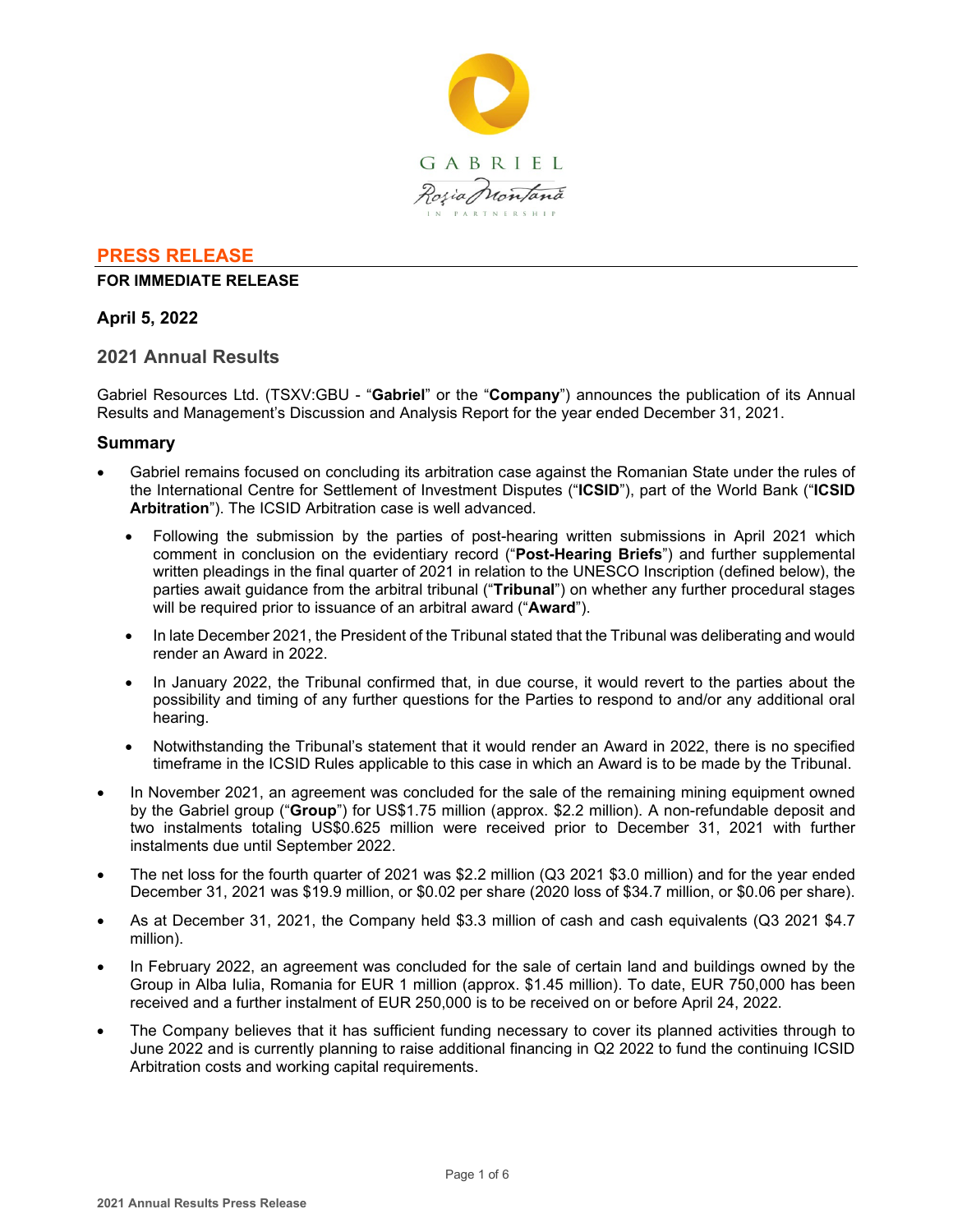GABRIEL

Roşia Montană

IN PARTNERSHIP

## PRESS RELEASE

**FOR IMMEDIATE RELEASE**

### April 5, 2022

### 2021 Annual Results

Gabriel Resources Ltd. (TSXV:GBU - "**Gabriel**" or the "**Company**") announces the publication of its Annual Results and Management's Discussion and Analysis Report for the year ended December 31, 2021.

### Summary

- Gabriel remains focused on concluding its arbitration case against the Romanian State under the rules of the International Centre for Settlement of Investment Disputes ("**ICSID**"), part of the World Bank ("**ICSID Arbitration**"). The ICSID Arbitration case is well advanced.
  - Following the submission by the parties of post-hearing written submissions in April 2021 which comment in conclusion on the evidentiary record ("**Post-Hearing Briefs**") and further supplemental written pleadings in the final quarter of 2021 in relation to the UNESCO Inscription (defined below), the parties await guidance from the arbitral tribunal ("**Tribunal**") on whether any further procedural stages will be required prior to issuance of an arbitral award ("**Award**").
  - In late December 2021, the President of the Tribunal stated that the Tribunal was deliberating and would render an Award in 2022.
  - In January 2022, the Tribunal confirmed that, in due course, it would revert to the parties about the possibility and timing of any further questions for the Parties to respond to and/or any additional oral hearing.
  - Notwithstanding the Tribunal's statement that it would render an Award in 2022, there is no specified timeframe in the ICSID Rules applicable to this case in which an Award is to be made by the Tribunal.
- In November 2021, an agreement was concluded for the sale of the remaining mining equipment owned by the Gabriel group ("**Group**") for US$1.75 million (approx. $2.2 million). A non-refundable deposit and two instalments totaling US$0.625 million were received prior to December 31, 2021 with further instalments due until September 2022.
- The net loss for the fourth quarter of 2021 was $2.2 million (Q3 2021 $3.0 million) and for the year ended December 31, 2021 was $19.9 million, or $0.02 per share (2020 loss of $34.7 million, or $0.06 per share).
- As at December 31, 2021, the Company held $3.3 million of cash and cash equivalents (Q3 2021 $4.7 million).
- In February 2022, an agreement was concluded for the sale of certain land and buildings owned by the Group in Alba Iulia, Romania for EUR 1 million (approx. $1.45 million). To date, EUR 750,000 has been received and a further instalment of EUR 250,000 is to be received on or before April 24, 2022.
- The Company believes that it has sufficient funding necessary to cover its planned activities through to June 2022 and is currently planning to raise additional financing in Q2 2022 to fund the continuing ICSID Arbitration costs and working capital requirements.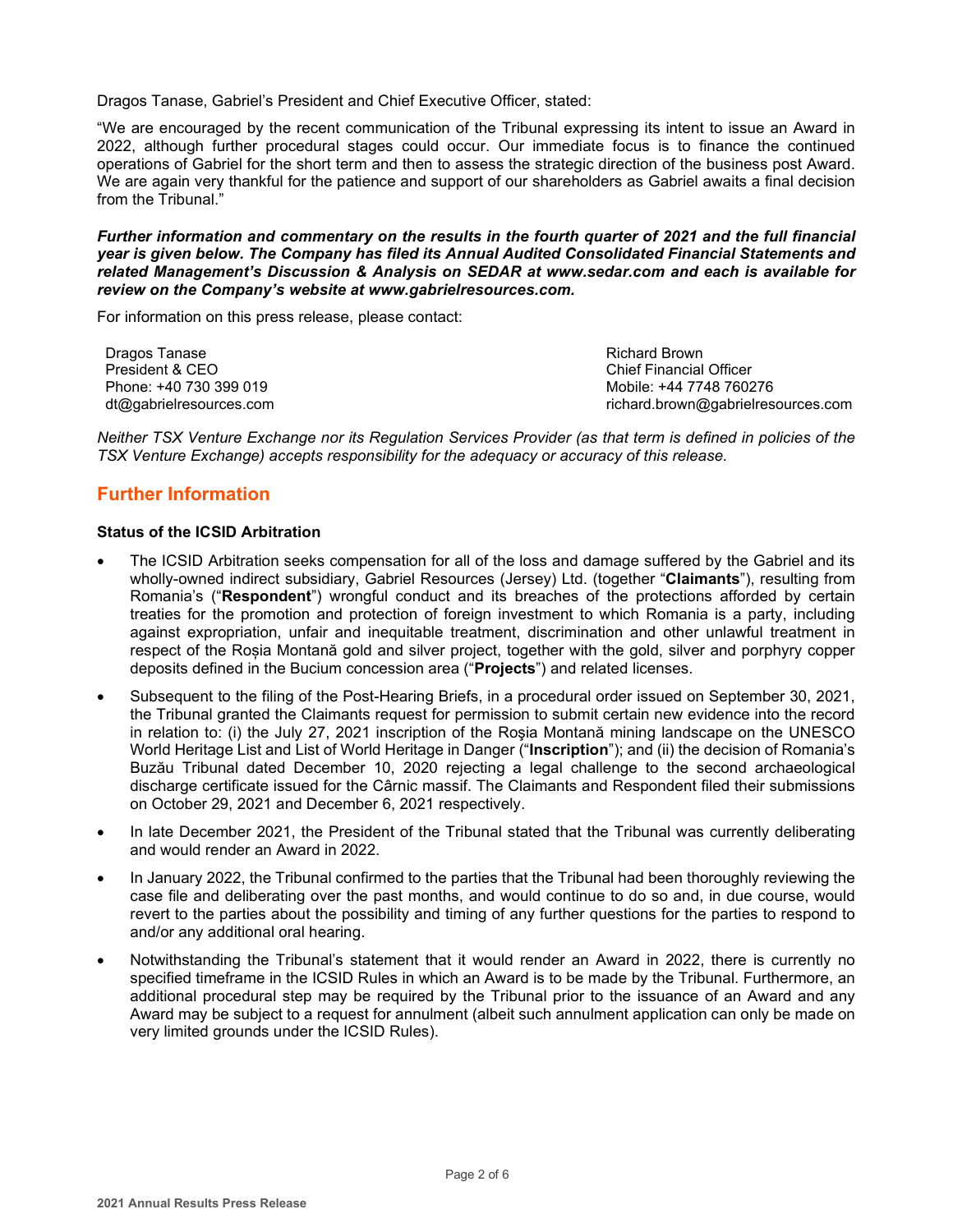Dragos Tanase, Gabriel's President and Chief Executive Officer, stated:

"We are encouraged by the recent communication of the Tribunal expressing its intent to issue an Award in 2022, although further procedural stages could occur. Our immediate focus is to finance the continued operations of Gabriel for the short term and then to assess the strategic direction of the business post Award. We are again very thankful for the patience and support of our shareholders as Gabriel awaits a final decision from the Tribunal."

***Further information and commentary on the results in the fourth quarter of 2021 and the full financial year is given below. The Company has filed its Annual Audited Consolidated Financial Statements and related Management's Discussion & Analysis on SEDAR at www.sedar.com and each is available for review on the Company's website at www.gabrielresources.com.***

For information on this press release, please contact:

Dragos Tanase
President & CEO
Phone: +40 730 399 019
dt@gabrielresources.com

Richard Brown
Chief Financial Officer
Mobile: +44 7748 760276
richard.brown@gabrielresources.com

*Neither TSX Venture Exchange nor its Regulation Services Provider (as that term is defined in policies of the TSX Venture Exchange) accepts responsibility for the adequacy or accuracy of this release.*

## Further Information

**Status of the ICSID Arbitration**

- The ICSID Arbitration seeks compensation for all of the loss and damage suffered by the Gabriel and its wholly-owned indirect subsidiary, Gabriel Resources (Jersey) Ltd. (together "**Claimants**"), resulting from Romania's ("**Respondent**") wrongful conduct and its breaches of the protections afforded by certain treaties for the promotion and protection of foreign investment to which Romania is a party, including against expropriation, unfair and inequitable treatment, discrimination and other unlawful treatment in respect of the Roșia Montană gold and silver project, together with the gold, silver and porphyry copper deposits defined in the Bucium concession area ("**Projects**") and related licenses.
- Subsequent to the filing of the Post-Hearing Briefs, in a procedural order issued on September 30, 2021, the Tribunal granted the Claimants request for permission to submit certain new evidence into the record in relation to: (i) the July 27, 2021 inscription of the Roşia Montană mining landscape on the UNESCO World Heritage List and List of World Heritage in Danger ("**Inscription**"); and (ii) the decision of Romania's Buzău Tribunal dated December 10, 2020 rejecting a legal challenge to the second archaeological discharge certificate issued for the Cârnic massif. The Claimants and Respondent filed their submissions on October 29, 2021 and December 6, 2021 respectively.
- In late December 2021, the President of the Tribunal stated that the Tribunal was currently deliberating and would render an Award in 2022.
- In January 2022, the Tribunal confirmed to the parties that the Tribunal had been thoroughly reviewing the case file and deliberating over the past months, and would continue to do so and, in due course, would revert to the parties about the possibility and timing of any further questions for the parties to respond to and/or any additional oral hearing.
- Notwithstanding the Tribunal's statement that it would render an Award in 2022, there is currently no specified timeframe in the ICSID Rules in which an Award is to be made by the Tribunal. Furthermore, an additional procedural step may be required by the Tribunal prior to the issuance of an Award and any Award may be subject to a request for annulment (albeit such annulment application can only be made on very limited grounds under the ICSID Rules).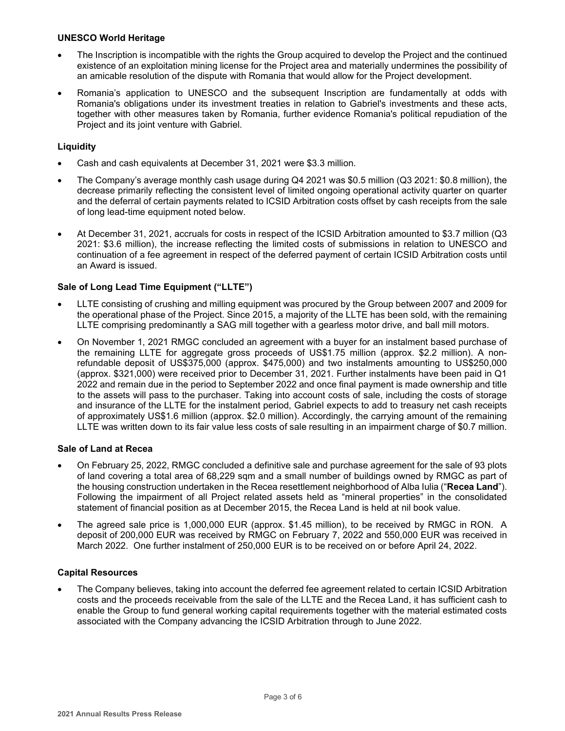**UNESCO World Heritage**

- The Inscription is incompatible with the rights the Group acquired to develop the Project and the continued existence of an exploitation mining license for the Project area and materially undermines the possibility of an amicable resolution of the dispute with Romania that would allow for the Project development.
- Romania's application to UNESCO and the subsequent Inscription are fundamentally at odds with Romania's obligations under its investment treaties in relation to Gabriel's investments and these acts, together with other measures taken by Romania, further evidence Romania's political repudiation of the Project and its joint venture with Gabriel.

**Liquidity**

- Cash and cash equivalents at December 31, 2021 were $3.3 million.
- The Company's average monthly cash usage during Q4 2021 was $0.5 million (Q3 2021: $0.8 million), the decrease primarily reflecting the consistent level of limited ongoing operational activity quarter on quarter and the deferral of certain payments related to ICSID Arbitration costs offset by cash receipts from the sale of long lead-time equipment noted below.
- At December 31, 2021, accruals for costs in respect of the ICSID Arbitration amounted to $3.7 million (Q3 2021: $3.6 million), the increase reflecting the limited costs of submissions in relation to UNESCO and continuation of a fee agreement in respect of the deferred payment of certain ICSID Arbitration costs until an Award is issued.

**Sale of Long Lead Time Equipment ("LLTE")**

- LLTE consisting of crushing and milling equipment was procured by the Group between 2007 and 2009 for the operational phase of the Project. Since 2015, a majority of the LLTE has been sold, with the remaining LLTE comprising predominantly a SAG mill together with a gearless motor drive, and ball mill motors.
- On November 1, 2021 RMGC concluded an agreement with a buyer for an instalment based purchase of the remaining LLTE for aggregate gross proceeds of US$1.75 million (approx. $2.2 million). A non-refundable deposit of US$375,000 (approx. $475,000) and two instalments amounting to US$250,000 (approx. $321,000) were received prior to December 31, 2021. Further instalments have been paid in Q1 2022 and remain due in the period to September 2022 and once final payment is made ownership and title to the assets will pass to the purchaser. Taking into account costs of sale, including the costs of storage and insurance of the LLTE for the instalment period, Gabriel expects to add to treasury net cash receipts of approximately US$1.6 million (approx. $2.0 million). Accordingly, the carrying amount of the remaining LLTE was written down to its fair value less costs of sale resulting in an impairment charge of $0.7 million.

**Sale of Land at Recea**

- On February 25, 2022, RMGC concluded a definitive sale and purchase agreement for the sale of 93 plots of land covering a total area of 68,229 sqm and a small number of buildings owned by RMGC as part of the housing construction undertaken in the Recea resettlement neighborhood of Alba Iulia ("**Recea Land**"). Following the impairment of all Project related assets held as "mineral properties" in the consolidated statement of financial position as at December 2015, the Recea Land is held at nil book value.
- The agreed sale price is 1,000,000 EUR (approx. $1.45 million), to be received by RMGC in RON. A deposit of 200,000 EUR was received by RMGC on February 7, 2022 and 550,000 EUR was received in March 2022. One further instalment of 250,000 EUR is to be received on or before April 24, 2022.

**Capital Resources**

- The Company believes, taking into account the deferred fee agreement related to certain ICSID Arbitration costs and the proceeds receivable from the sale of the LLTE and the Recea Land, it has sufficient cash to enable the Group to fund general working capital requirements together with the material estimated costs associated with the Company advancing the ICSID Arbitration through to June 2022.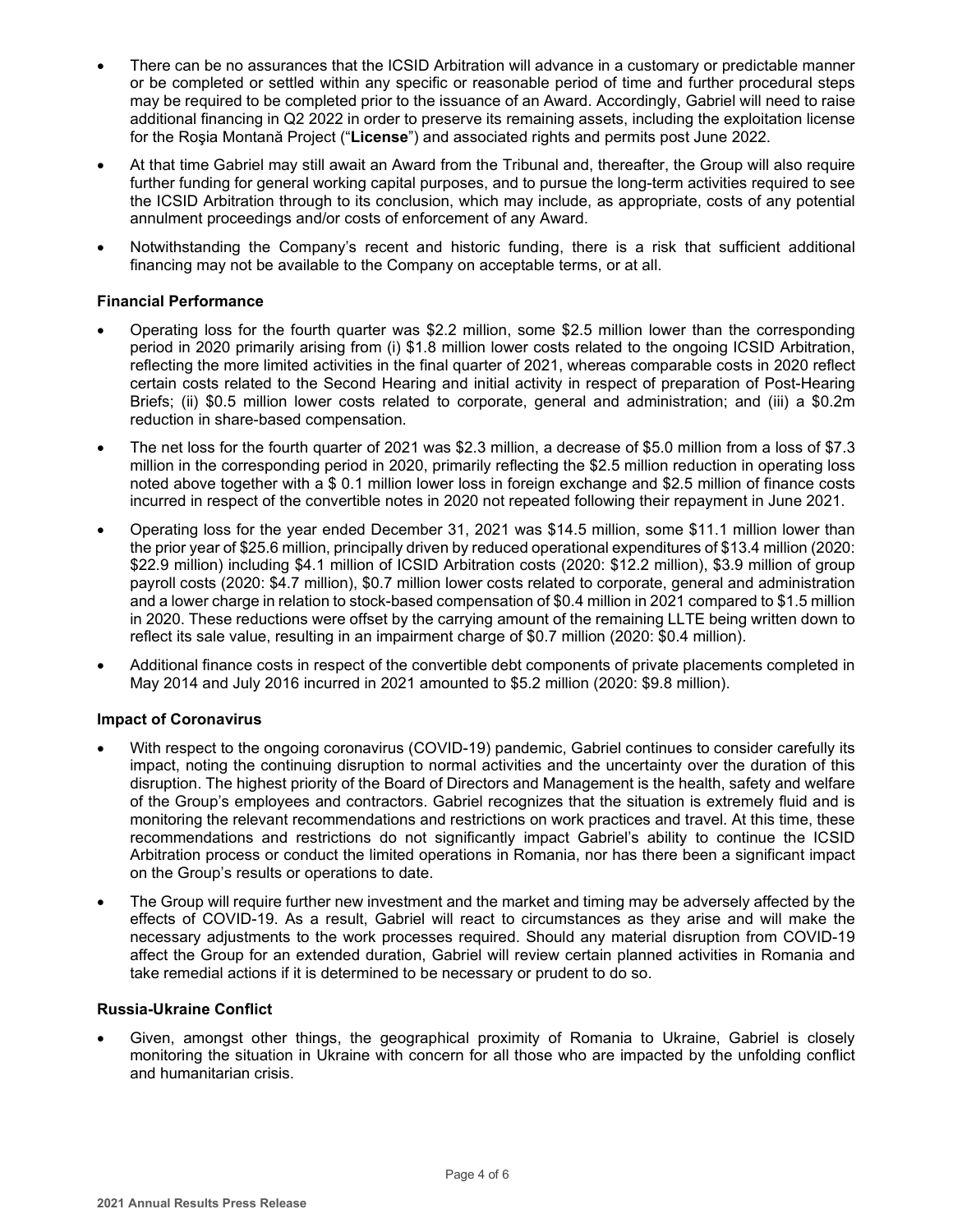- There can be no assurances that the ICSID Arbitration will advance in a customary or predictable manner or be completed or settled within any specific or reasonable period of time and further procedural steps may be required to be completed prior to the issuance of an Award. Accordingly, Gabriel will need to raise additional financing in Q2 2022 in order to preserve its remaining assets, including the exploitation license for the Roşia Montană Project ("**License**") and associated rights and permits post June 2022.
- At that time Gabriel may still await an Award from the Tribunal and, thereafter, the Group will also require further funding for general working capital purposes, and to pursue the long-term activities required to see the ICSID Arbitration through to its conclusion, which may include, as appropriate, costs of any potential annulment proceedings and/or costs of enforcement of any Award.
- Notwithstanding the Company's recent and historic funding, there is a risk that sufficient additional financing may not be available to the Company on acceptable terms, or at all.

**Financial Performance**

- Operating loss for the fourth quarter was $2.2 million, some $2.5 million lower than the corresponding period in 2020 primarily arising from (i) $1.8 million lower costs related to the ongoing ICSID Arbitration, reflecting the more limited activities in the final quarter of 2021, whereas comparable costs in 2020 reflect certain costs related to the Second Hearing and initial activity in respect of preparation of Post-Hearing Briefs; (ii) $0.5 million lower costs related to corporate, general and administration; and (iii) a $0.2m reduction in share-based compensation.
- The net loss for the fourth quarter of 2021 was $2.3 million, a decrease of $5.0 million from a loss of $7.3 million in the corresponding period in 2020, primarily reflecting the $2.5 million reduction in operating loss noted above together with a $ 0.1 million lower loss in foreign exchange and $2.5 million of finance costs incurred in respect of the convertible notes in 2020 not repeated following their repayment in June 2021.
- Operating loss for the year ended December 31, 2021 was $14.5 million, some $11.1 million lower than the prior year of $25.6 million, principally driven by reduced operational expenditures of $13.4 million (2020: $22.9 million) including $4.1 million of ICSID Arbitration costs (2020: $12.2 million), $3.9 million of group payroll costs (2020: $4.7 million), $0.7 million lower costs related to corporate, general and administration and a lower charge in relation to stock-based compensation of $0.4 million in 2021 compared to $1.5 million in 2020. These reductions were offset by the carrying amount of the remaining LLTE being written down to reflect its sale value, resulting in an impairment charge of $0.7 million (2020: $0.4 million).
- Additional finance costs in respect of the convertible debt components of private placements completed in May 2014 and July 2016 incurred in 2021 amounted to $5.2 million (2020: $9.8 million).

**Impact of Coronavirus**

- With respect to the ongoing coronavirus (COVID-19) pandemic, Gabriel continues to consider carefully its impact, noting the continuing disruption to normal activities and the uncertainty over the duration of this disruption. The highest priority of the Board of Directors and Management is the health, safety and welfare of the Group's employees and contractors. Gabriel recognizes that the situation is extremely fluid and is monitoring the relevant recommendations and restrictions on work practices and travel. At this time, these recommendations and restrictions do not significantly impact Gabriel's ability to continue the ICSID Arbitration process or conduct the limited operations in Romania, nor has there been a significant impact on the Group's results or operations to date.
- The Group will require further new investment and the market and timing may be adversely affected by the effects of COVID-19. As a result, Gabriel will react to circumstances as they arise and will make the necessary adjustments to the work processes required. Should any material disruption from COVID-19 affect the Group for an extended duration, Gabriel will review certain planned activities in Romania and take remedial actions if it is determined to be necessary or prudent to do so.

**Russia-Ukraine Conflict**

- Given, amongst other things, the geographical proximity of Romania to Ukraine, Gabriel is closely monitoring the situation in Ukraine with concern for all those who are impacted by the unfolding conflict and humanitarian crisis.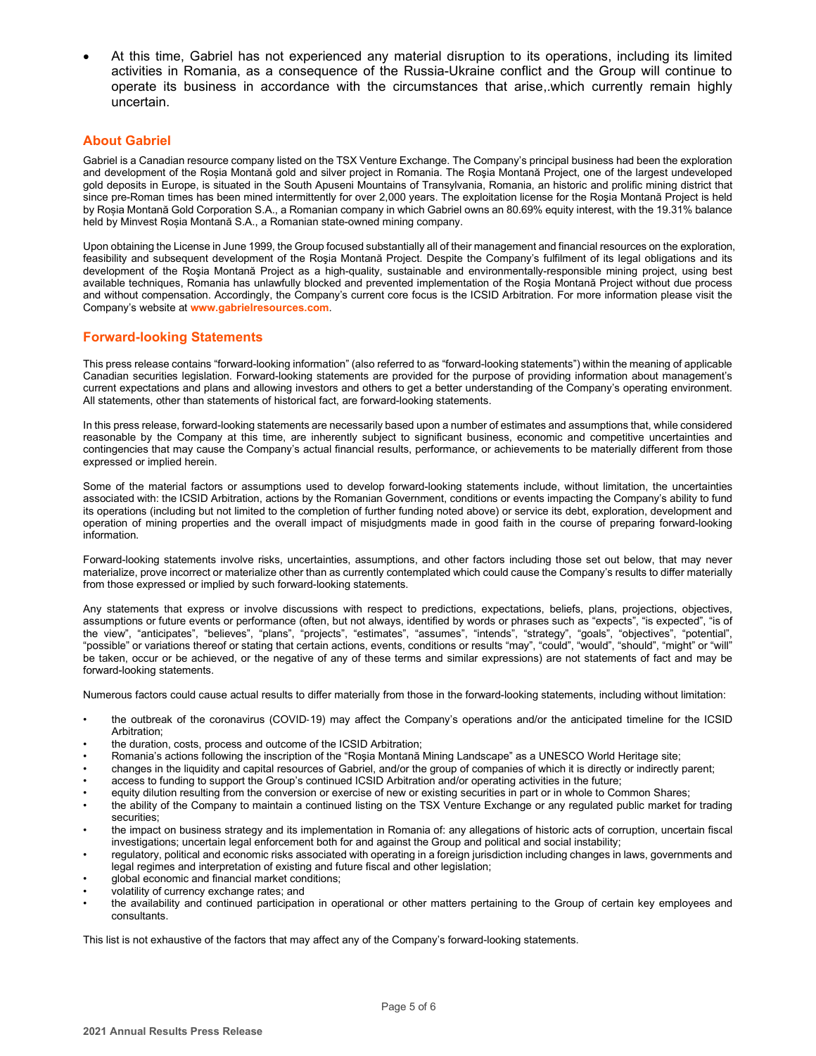- At this time, Gabriel has not experienced any material disruption to its operations, including its limited activities in Romania, as a consequence of the Russia-Ukraine conflict and the Group will continue to operate its business in accordance with the circumstances that arise,.which currently remain highly uncertain.

## About Gabriel

Gabriel is a Canadian resource company listed on the TSX Venture Exchange. The Company's principal business had been the exploration and development of the Roșia Montană gold and silver project in Romania. The Roşia Montană Project, one of the largest undeveloped gold deposits in Europe, is situated in the South Apuseni Mountains of Transylvania, Romania, an historic and prolific mining district that since pre-Roman times has been mined intermittently for over 2,000 years. The exploitation license for the Roşia Montană Project is held by Roșia Montană Gold Corporation S.A., a Romanian company in which Gabriel owns an 80.69% equity interest, with the 19.31% balance held by Minvest Roșia Montană S.A., a Romanian state-owned mining company.

Upon obtaining the License in June 1999, the Group focused substantially all of their management and financial resources on the exploration, feasibility and subsequent development of the Roşia Montană Project. Despite the Company's fulfilment of its legal obligations and its development of the Roşia Montană Project as a high-quality, sustainable and environmentally-responsible mining project, using best available techniques, Romania has unlawfully blocked and prevented implementation of the Roşia Montană Project without due process and without compensation. Accordingly, the Company's current core focus is the ICSID Arbitration. For more information please visit the Company's website at **www.gabrielresources.com**.

## Forward-looking Statements

This press release contains "forward-looking information" (also referred to as "forward-looking statements") within the meaning of applicable Canadian securities legislation. Forward-looking statements are provided for the purpose of providing information about management's current expectations and plans and allowing investors and others to get a better understanding of the Company's operating environment. All statements, other than statements of historical fact, are forward-looking statements.

In this press release, forward-looking statements are necessarily based upon a number of estimates and assumptions that, while considered reasonable by the Company at this time, are inherently subject to significant business, economic and competitive uncertainties and contingencies that may cause the Company's actual financial results, performance, or achievements to be materially different from those expressed or implied herein.

Some of the material factors or assumptions used to develop forward-looking statements include, without limitation, the uncertainties associated with: the ICSID Arbitration, actions by the Romanian Government, conditions or events impacting the Company's ability to fund its operations (including but not limited to the completion of further funding noted above) or service its debt, exploration, development and operation of mining properties and the overall impact of misjudgments made in good faith in the course of preparing forward-looking information.

Forward-looking statements involve risks, uncertainties, assumptions, and other factors including those set out below, that may never materialize, prove incorrect or materialize other than as currently contemplated which could cause the Company's results to differ materially from those expressed or implied by such forward-looking statements.

Any statements that express or involve discussions with respect to predictions, expectations, beliefs, plans, projections, objectives, assumptions or future events or performance (often, but not always, identified by words or phrases such as "expects", "is expected", "is of the view", "anticipates", "believes", "plans", "projects", "estimates", "assumes", "intends", "strategy", "goals", "objectives", "potential", "possible" or variations thereof or stating that certain actions, events, conditions or results "may", "could", "would", "should", "might" or "will" be taken, occur or be achieved, or the negative of any of these terms and similar expressions) are not statements of fact and may be forward-looking statements.

Numerous factors could cause actual results to differ materially from those in the forward-looking statements, including without limitation:

- the outbreak of the coronavirus (COVID-19) may affect the Company's operations and/or the anticipated timeline for the ICSID Arbitration;
- the duration, costs, process and outcome of the ICSID Arbitration;
- Romania's actions following the inscription of the "Roşia Montană Mining Landscape" as a UNESCO World Heritage site;
- changes in the liquidity and capital resources of Gabriel, and/or the group of companies of which it is directly or indirectly parent;
- access to funding to support the Group's continued ICSID Arbitration and/or operating activities in the future;
- equity dilution resulting from the conversion or exercise of new or existing securities in part or in whole to Common Shares;
- the ability of the Company to maintain a continued listing on the TSX Venture Exchange or any regulated public market for trading securities;
- the impact on business strategy and its implementation in Romania of: any allegations of historic acts of corruption, uncertain fiscal investigations; uncertain legal enforcement both for and against the Group and political and social instability;
- regulatory, political and economic risks associated with operating in a foreign jurisdiction including changes in laws, governments and legal regimes and interpretation of existing and future fiscal and other legislation;
- global economic and financial market conditions;
- volatility of currency exchange rates; and
- the availability and continued participation in operational or other matters pertaining to the Group of certain key employees and consultants.

This list is not exhaustive of the factors that may affect any of the Company's forward-looking statements.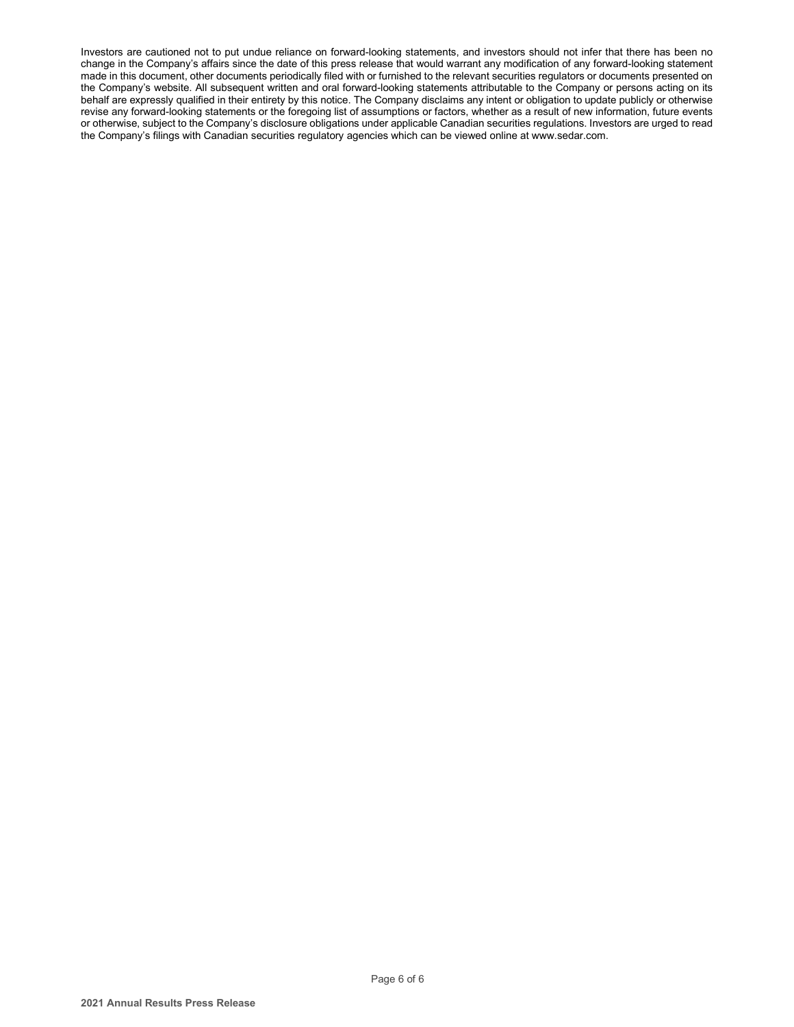Investors are cautioned not to put undue reliance on forward-looking statements, and investors should not infer that there has been no change in the Company's affairs since the date of this press release that would warrant any modification of any forward-looking statement made in this document, other documents periodically filed with or furnished to the relevant securities regulators or documents presented on the Company's website. All subsequent written and oral forward-looking statements attributable to the Company or persons acting on its behalf are expressly qualified in their entirety by this notice. The Company disclaims any intent or obligation to update publicly or otherwise revise any forward-looking statements or the foregoing list of assumptions or factors, whether as a result of new information, future events or otherwise, subject to the Company's disclosure obligations under applicable Canadian securities regulations. Investors are urged to read the Company's filings with Canadian securities regulatory agencies which can be viewed online at www.sedar.com.